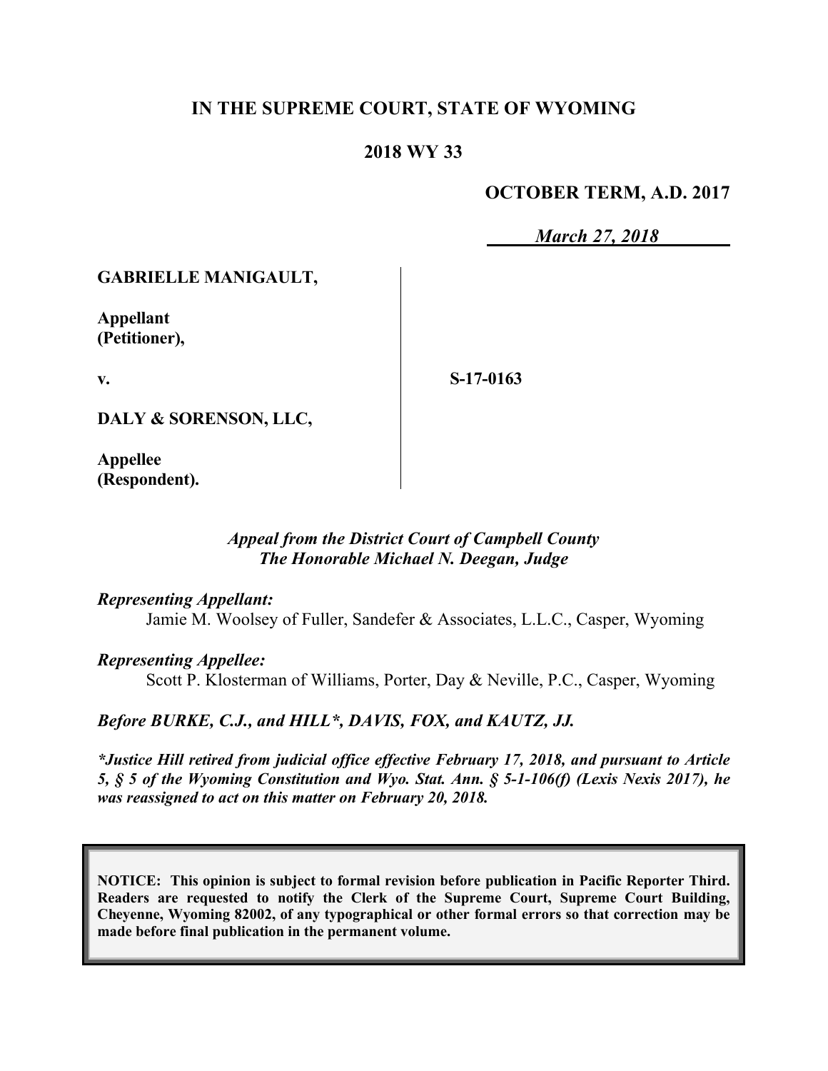**IN THE SUPREME COURT, STATE OF WYOMING**

**2018 WY 33**

**OCTOBER TERM, A.D. 2017**

***March 27, 2018***

**GABRIELLE MANIGAULT,**

**Appellant (Petitioner),**

**v.**

**DALY & SORENSON, LLC,**

**Appellee (Respondent).**

**S-17-0163**

***Appeal from the District Court of Campbell County***
***The Honorable Michael N. Deegan, Judge***

***Representing Appellant:***

Jamie M. Woolsey of Fuller, Sandefer & Associates, L.L.C., Casper, Wyoming

***Representing Appellee:***

Scott P. Klosterman of Williams, Porter, Day & Neville, P.C., Casper, Wyoming

***Before BURKE, C.J., and HILL\*, DAVIS, FOX, and KAUTZ, JJ.***

***\*Justice Hill retired from judicial office effective February 17, 2018, and pursuant to Article 5, § 5 of the Wyoming Constitution and Wyo. Stat. Ann. § 5-1-106(f) (Lexis Nexis 2017), he was reassigned to act on this matter on February 20, 2018.***

**NOTICE: This opinion is subject to formal revision before publication in Pacific Reporter Third. Readers are requested to notify the Clerk of the Supreme Court, Supreme Court Building, Cheyenne, Wyoming 82002, of any typographical or other formal errors so that correction may be made before final publication in the permanent volume.**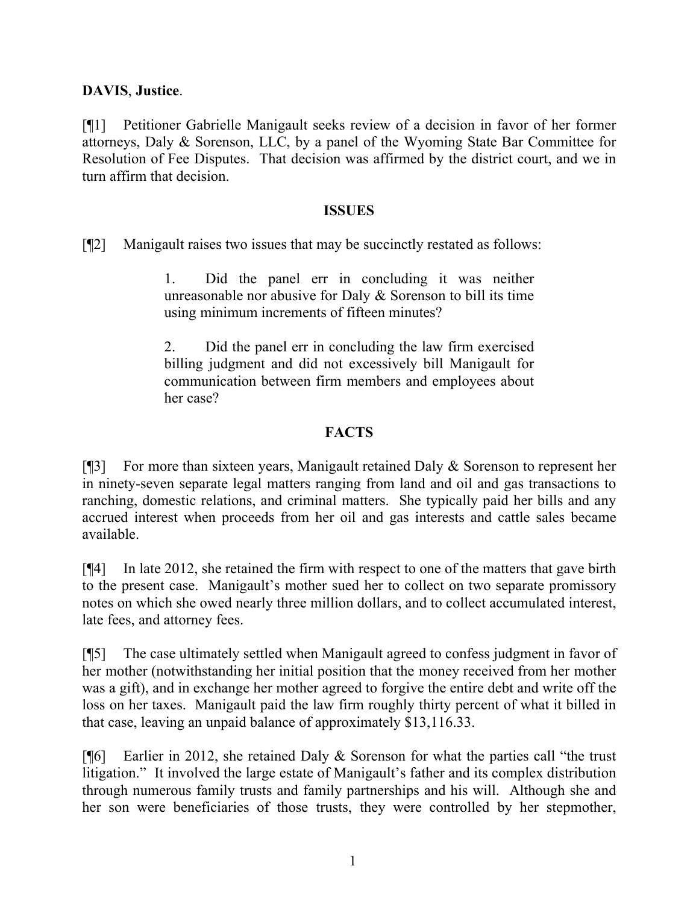**DAVIS**, **Justice**.

[¶1] Petitioner Gabrielle Manigault seeks review of a decision in favor of her former attorneys, Daly & Sorenson, LLC, by a panel of the Wyoming State Bar Committee for Resolution of Fee Disputes. That decision was affirmed by the district court, and we in turn affirm that decision.

## ISSUES

[¶2] Manigault raises two issues that may be succinctly restated as follows:

> 1. Did the panel err in concluding it was neither unreasonable nor abusive for Daly & Sorenson to bill its time using minimum increments of fifteen minutes?
>
> 2. Did the panel err in concluding the law firm exercised billing judgment and did not excessively bill Manigault for communication between firm members and employees about her case?

## FACTS

[¶3] For more than sixteen years, Manigault retained Daly & Sorenson to represent her in ninety-seven separate legal matters ranging from land and oil and gas transactions to ranching, domestic relations, and criminal matters. She typically paid her bills and any accrued interest when proceeds from her oil and gas interests and cattle sales became available.

[¶4] In late 2012, she retained the firm with respect to one of the matters that gave birth to the present case. Manigault's mother sued her to collect on two separate promissory notes on which she owed nearly three million dollars, and to collect accumulated interest, late fees, and attorney fees.

[¶5] The case ultimately settled when Manigault agreed to confess judgment in favor of her mother (notwithstanding her initial position that the money received from her mother was a gift), and in exchange her mother agreed to forgive the entire debt and write off the loss on her taxes. Manigault paid the law firm roughly thirty percent of what it billed in that case, leaving an unpaid balance of approximately $13,116.33.

[¶6] Earlier in 2012, she retained Daly & Sorenson for what the parties call "the trust litigation." It involved the large estate of Manigault's father and its complex distribution through numerous family trusts and family partnerships and his will. Although she and her son were beneficiaries of those trusts, they were controlled by her stepmother,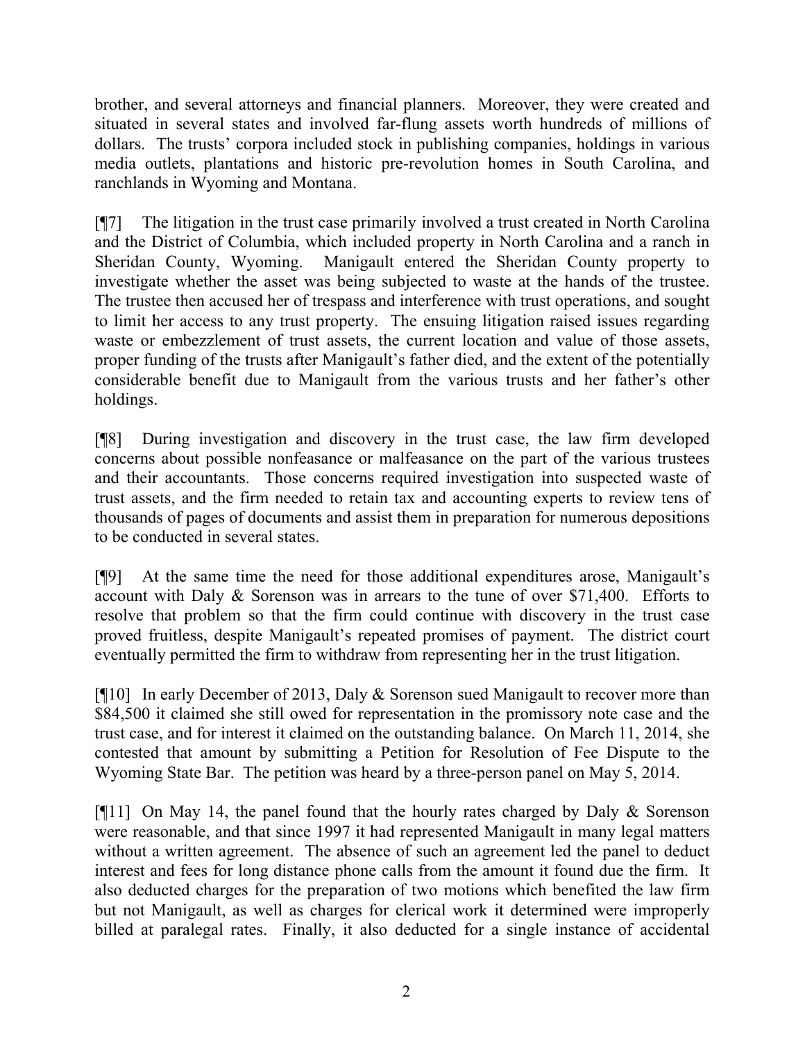brother, and several attorneys and financial planners. Moreover, they were created and situated in several states and involved far-flung assets worth hundreds of millions of dollars. The trusts' corpora included stock in publishing companies, holdings in various media outlets, plantations and historic pre-revolution homes in South Carolina, and ranchlands in Wyoming and Montana.

[¶7] The litigation in the trust case primarily involved a trust created in North Carolina and the District of Columbia, which included property in North Carolina and a ranch in Sheridan County, Wyoming. Manigault entered the Sheridan County property to investigate whether the asset was being subjected to waste at the hands of the trustee. The trustee then accused her of trespass and interference with trust operations, and sought to limit her access to any trust property. The ensuing litigation raised issues regarding waste or embezzlement of trust assets, the current location and value of those assets, proper funding of the trusts after Manigault's father died, and the extent of the potentially considerable benefit due to Manigault from the various trusts and her father's other holdings.

[¶8] During investigation and discovery in the trust case, the law firm developed concerns about possible nonfeasance or malfeasance on the part of the various trustees and their accountants. Those concerns required investigation into suspected waste of trust assets, and the firm needed to retain tax and accounting experts to review tens of thousands of pages of documents and assist them in preparation for numerous depositions to be conducted in several states.

[¶9] At the same time the need for those additional expenditures arose, Manigault's account with Daly & Sorenson was in arrears to the tune of over $71,400. Efforts to resolve that problem so that the firm could continue with discovery in the trust case proved fruitless, despite Manigault's repeated promises of payment. The district court eventually permitted the firm to withdraw from representing her in the trust litigation.

[¶10] In early December of 2013, Daly & Sorenson sued Manigault to recover more than $84,500 it claimed she still owed for representation in the promissory note case and the trust case, and for interest it claimed on the outstanding balance. On March 11, 2014, she contested that amount by submitting a Petition for Resolution of Fee Dispute to the Wyoming State Bar. The petition was heard by a three-person panel on May 5, 2014.

[¶11] On May 14, the panel found that the hourly rates charged by Daly & Sorenson were reasonable, and that since 1997 it had represented Manigault in many legal matters without a written agreement. The absence of such an agreement led the panel to deduct interest and fees for long distance phone calls from the amount it found due the firm. It also deducted charges for the preparation of two motions which benefited the law firm but not Manigault, as well as charges for clerical work it determined were improperly billed at paralegal rates. Finally, it also deducted for a single instance of accidental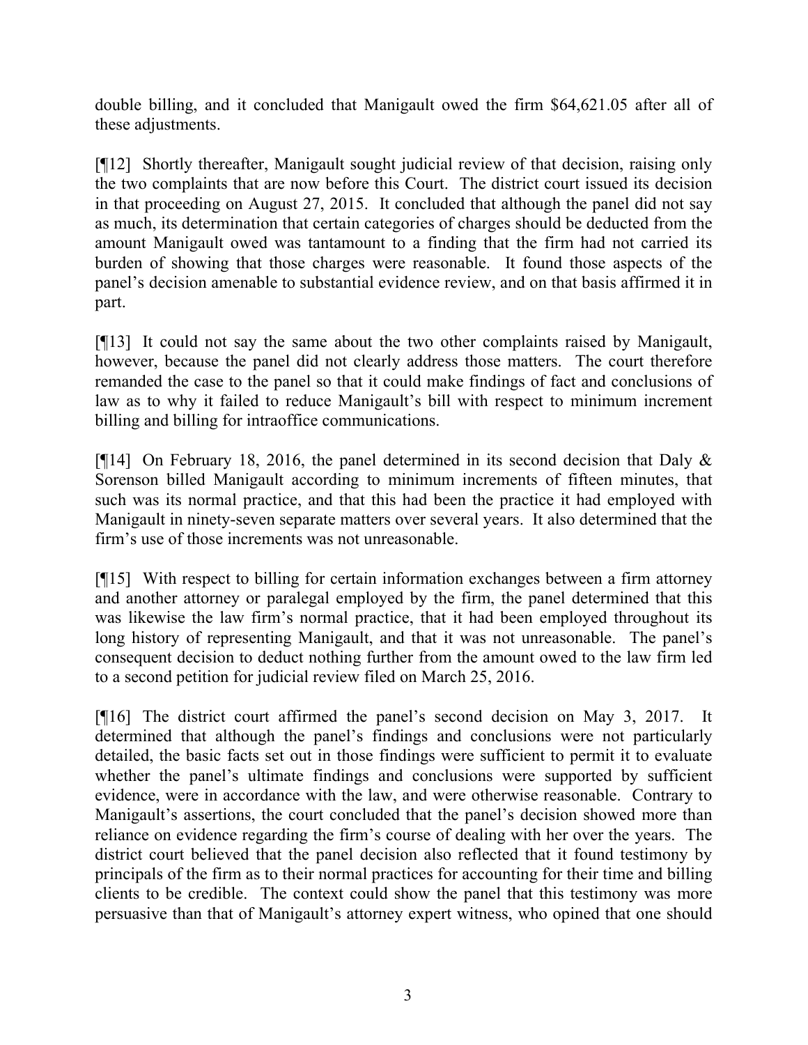double billing, and it concluded that Manigault owed the firm $64,621.05 after all of these adjustments.

[¶12] Shortly thereafter, Manigault sought judicial review of that decision, raising only the two complaints that are now before this Court. The district court issued its decision in that proceeding on August 27, 2015. It concluded that although the panel did not say as much, its determination that certain categories of charges should be deducted from the amount Manigault owed was tantamount to a finding that the firm had not carried its burden of showing that those charges were reasonable. It found those aspects of the panel's decision amenable to substantial evidence review, and on that basis affirmed it in part.

[¶13] It could not say the same about the two other complaints raised by Manigault, however, because the panel did not clearly address those matters. The court therefore remanded the case to the panel so that it could make findings of fact and conclusions of law as to why it failed to reduce Manigault's bill with respect to minimum increment billing and billing for intraoffice communications.

[¶14] On February 18, 2016, the panel determined in its second decision that Daly & Sorenson billed Manigault according to minimum increments of fifteen minutes, that such was its normal practice, and that this had been the practice it had employed with Manigault in ninety-seven separate matters over several years. It also determined that the firm's use of those increments was not unreasonable.

[¶15] With respect to billing for certain information exchanges between a firm attorney and another attorney or paralegal employed by the firm, the panel determined that this was likewise the law firm's normal practice, that it had been employed throughout its long history of representing Manigault, and that it was not unreasonable. The panel's consequent decision to deduct nothing further from the amount owed to the law firm led to a second petition for judicial review filed on March 25, 2016.

[¶16] The district court affirmed the panel's second decision on May 3, 2017. It determined that although the panel's findings and conclusions were not particularly detailed, the basic facts set out in those findings were sufficient to permit it to evaluate whether the panel's ultimate findings and conclusions were supported by sufficient evidence, were in accordance with the law, and were otherwise reasonable. Contrary to Manigault's assertions, the court concluded that the panel's decision showed more than reliance on evidence regarding the firm's course of dealing with her over the years. The district court believed that the panel decision also reflected that it found testimony by principals of the firm as to their normal practices for accounting for their time and billing clients to be credible. The context could show the panel that this testimony was more persuasive than that of Manigault's attorney expert witness, who opined that one should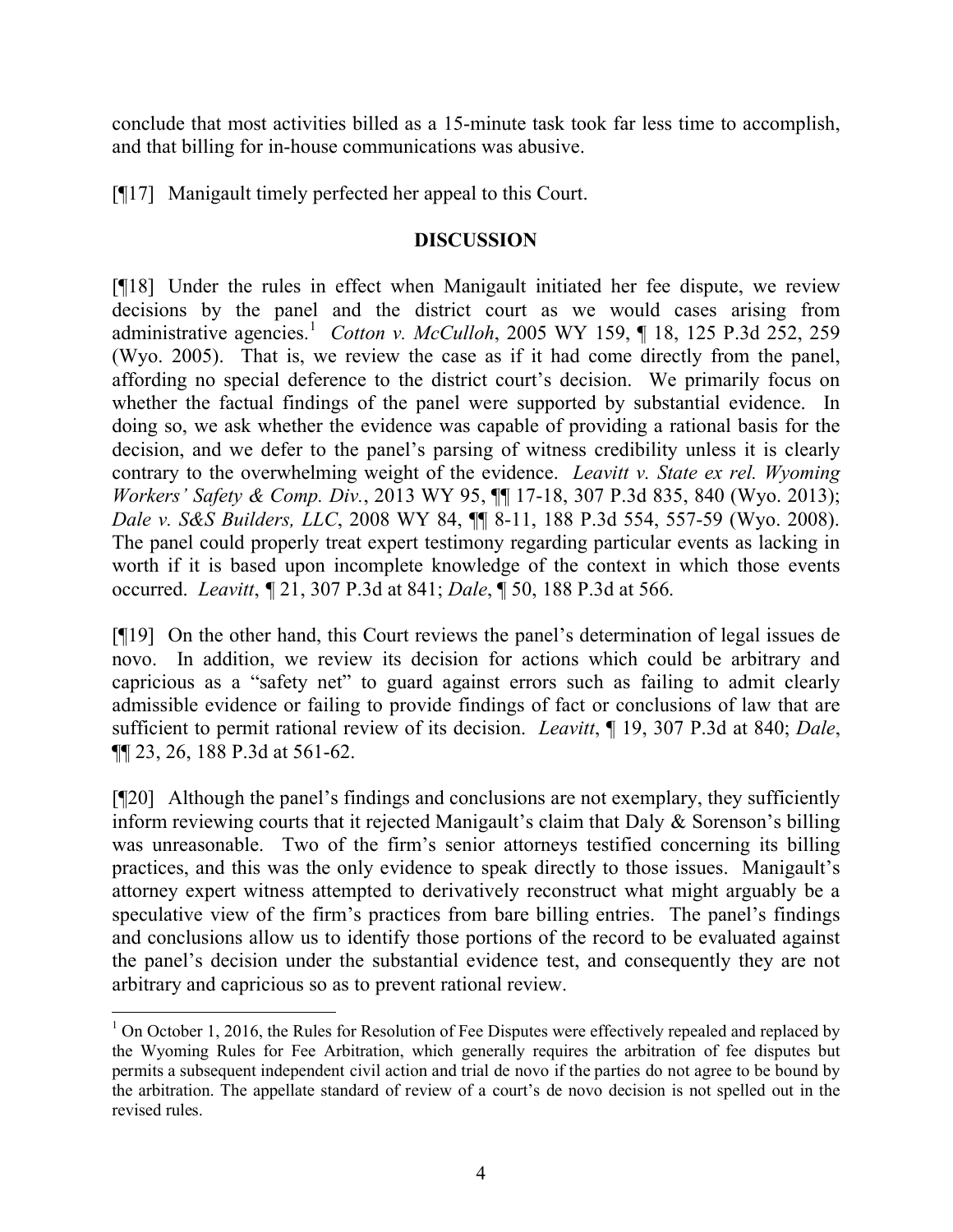conclude that most activities billed as a 15-minute task took far less time to accomplish, and that billing for in-house communications was abusive.

[¶17] Manigault timely perfected her appeal to this Court.

## DISCUSSION

[¶18] Under the rules in effect when Manigault initiated her fee dispute, we review decisions by the panel and the district court as we would cases arising from administrative agencies.[1] *Cotton v. McCulloh*, 2005 WY 159, ¶ 18, 125 P.3d 252, 259 (Wyo. 2005). That is, we review the case as if it had come directly from the panel, affording no special deference to the district court's decision. We primarily focus on whether the factual findings of the panel were supported by substantial evidence. In doing so, we ask whether the evidence was capable of providing a rational basis for the decision, and we defer to the panel's parsing of witness credibility unless it is clearly contrary to the overwhelming weight of the evidence. *Leavitt v. State ex rel. Wyoming Workers' Safety & Comp. Div.*, 2013 WY 95, ¶¶ 17-18, 307 P.3d 835, 840 (Wyo. 2013); *Dale v. S&S Builders, LLC*, 2008 WY 84, ¶¶ 8-11, 188 P.3d 554, 557-59 (Wyo. 2008). The panel could properly treat expert testimony regarding particular events as lacking in worth if it is based upon incomplete knowledge of the context in which those events occurred. *Leavitt*, ¶ 21, 307 P.3d at 841; *Dale*, ¶ 50, 188 P.3d at 566.

[¶19] On the other hand, this Court reviews the panel's determination of legal issues de novo. In addition, we review its decision for actions which could be arbitrary and capricious as a "safety net" to guard against errors such as failing to admit clearly admissible evidence or failing to provide findings of fact or conclusions of law that are sufficient to permit rational review of its decision. *Leavitt*, ¶ 19, 307 P.3d at 840; *Dale*, ¶¶ 23, 26, 188 P.3d at 561-62.

[¶20] Although the panel's findings and conclusions are not exemplary, they sufficiently inform reviewing courts that it rejected Manigault's claim that Daly & Sorenson's billing was unreasonable. Two of the firm's senior attorneys testified concerning its billing practices, and this was the only evidence to speak directly to those issues. Manigault's attorney expert witness attempted to derivatively reconstruct what might arguably be a speculative view of the firm's practices from bare billing entries. The panel's findings and conclusions allow us to identify those portions of the record to be evaluated against the panel's decision under the substantial evidence test, and consequently they are not arbitrary and capricious so as to prevent rational review.

---

[1] On October 1, 2016, the Rules for Resolution of Fee Disputes were effectively repealed and replaced by the Wyoming Rules for Fee Arbitration, which generally requires the arbitration of fee disputes but permits a subsequent independent civil action and trial de novo if the parties do not agree to be bound by the arbitration. The appellate standard of review of a court's de novo decision is not spelled out in the revised rules.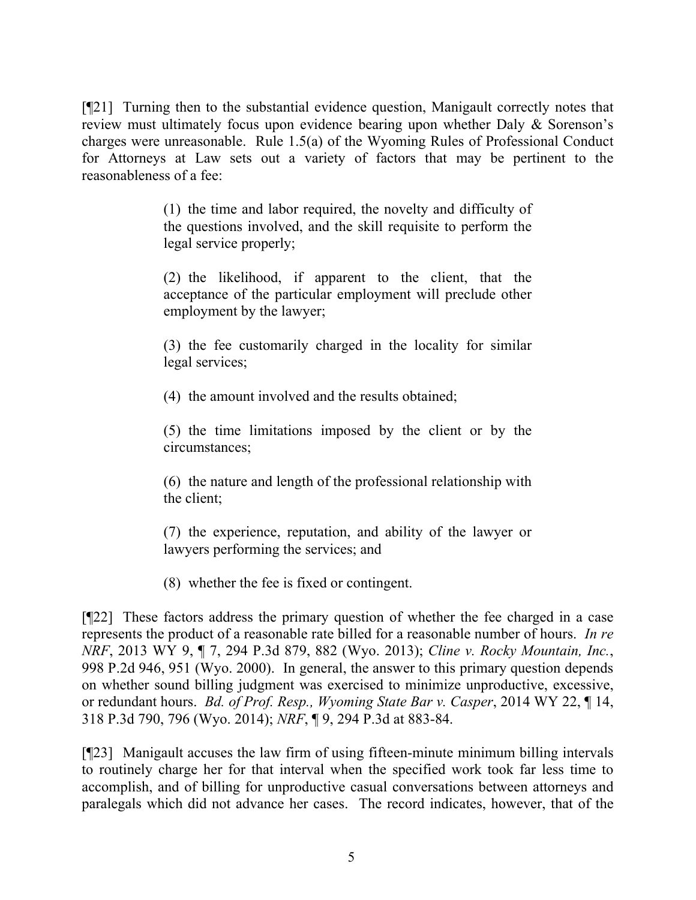[¶21] Turning then to the substantial evidence question, Manigault correctly notes that review must ultimately focus upon evidence bearing upon whether Daly & Sorenson's charges were unreasonable. Rule 1.5(a) of the Wyoming Rules of Professional Conduct for Attorneys at Law sets out a variety of factors that may be pertinent to the reasonableness of a fee:

> (1) the time and labor required, the novelty and difficulty of the questions involved, and the skill requisite to perform the legal service properly;
>
> (2) the likelihood, if apparent to the client, that the acceptance of the particular employment will preclude other employment by the lawyer;
>
> (3) the fee customarily charged in the locality for similar legal services;
>
> (4) the amount involved and the results obtained;
>
> (5) the time limitations imposed by the client or by the circumstances;
>
> (6) the nature and length of the professional relationship with the client;
>
> (7) the experience, reputation, and ability of the lawyer or lawyers performing the services; and
>
> (8) whether the fee is fixed or contingent.

[¶22] These factors address the primary question of whether the fee charged in a case represents the product of a reasonable rate billed for a reasonable number of hours. *In re NRF*, 2013 WY 9, ¶ 7, 294 P.3d 879, 882 (Wyo. 2013); *Cline v. Rocky Mountain, Inc.*, 998 P.2d 946, 951 (Wyo. 2000). In general, the answer to this primary question depends on whether sound billing judgment was exercised to minimize unproductive, excessive, or redundant hours. *Bd. of Prof. Resp., Wyoming State Bar v. Casper*, 2014 WY 22, ¶ 14, 318 P.3d 790, 796 (Wyo. 2014); *NRF*, ¶ 9, 294 P.3d at 883-84.

[¶23] Manigault accuses the law firm of using fifteen-minute minimum billing intervals to routinely charge her for that interval when the specified work took far less time to accomplish, and of billing for unproductive casual conversations between attorneys and paralegals which did not advance her cases. The record indicates, however, that of the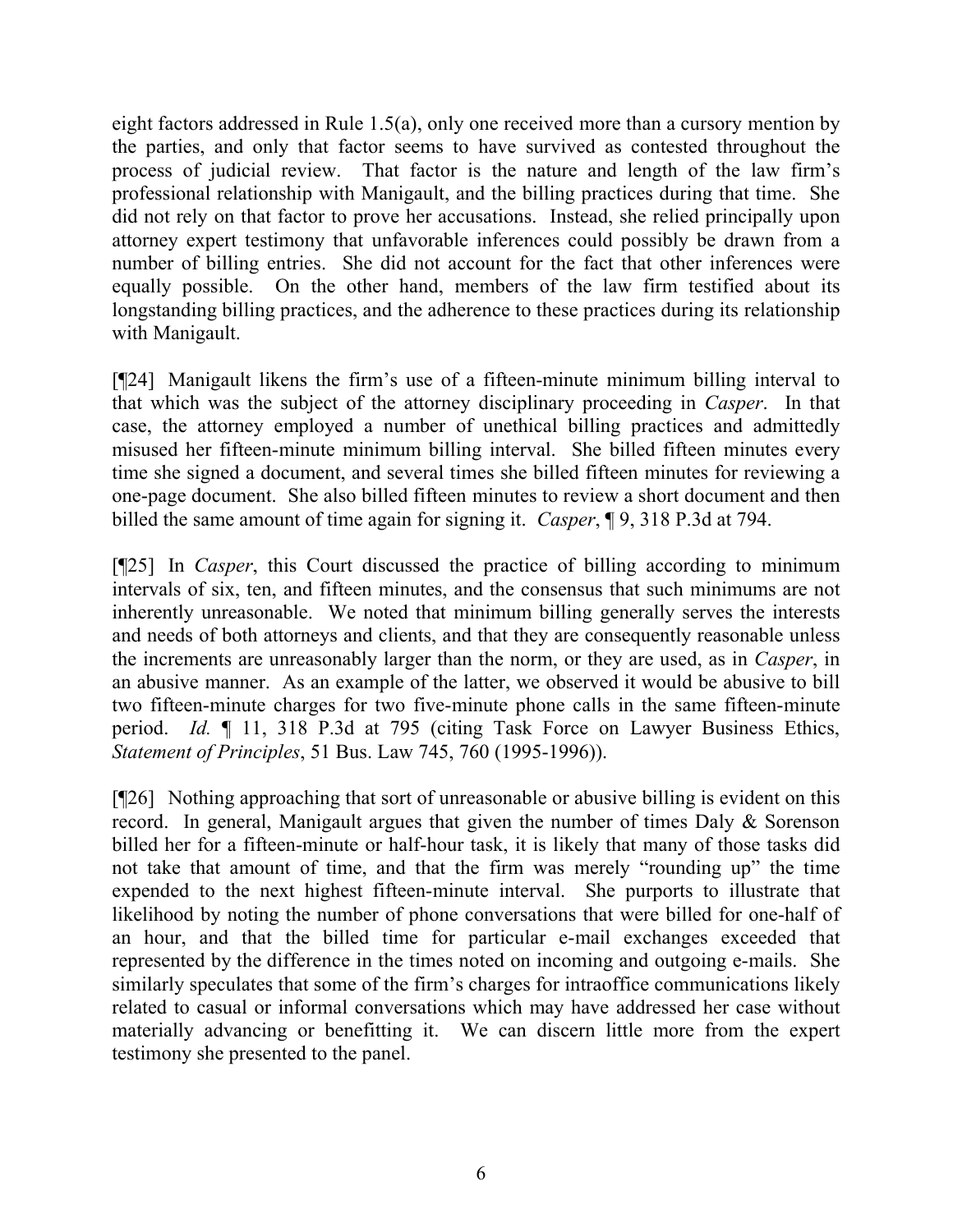eight factors addressed in Rule 1.5(a), only one received more than a cursory mention by the parties, and only that factor seems to have survived as contested throughout the process of judicial review. That factor is the nature and length of the law firm's professional relationship with Manigault, and the billing practices during that time. She did not rely on that factor to prove her accusations. Instead, she relied principally upon attorney expert testimony that unfavorable inferences could possibly be drawn from a number of billing entries. She did not account for the fact that other inferences were equally possible. On the other hand, members of the law firm testified about its longstanding billing practices, and the adherence to these practices during its relationship with Manigault.

[¶24] Manigault likens the firm's use of a fifteen-minute minimum billing interval to that which was the subject of the attorney disciplinary proceeding in *Casper*. In that case, the attorney employed a number of unethical billing practices and admittedly misused her fifteen-minute minimum billing interval. She billed fifteen minutes every time she signed a document, and several times she billed fifteen minutes for reviewing a one-page document. She also billed fifteen minutes to review a short document and then billed the same amount of time again for signing it. *Casper*, ¶ 9, 318 P.3d at 794.

[¶25] In *Casper*, this Court discussed the practice of billing according to minimum intervals of six, ten, and fifteen minutes, and the consensus that such minimums are not inherently unreasonable. We noted that minimum billing generally serves the interests and needs of both attorneys and clients, and that they are consequently reasonable unless the increments are unreasonably larger than the norm, or they are used, as in *Casper*, in an abusive manner. As an example of the latter, we observed it would be abusive to bill two fifteen-minute charges for two five-minute phone calls in the same fifteen-minute period. *Id.* ¶ 11, 318 P.3d at 795 (citing Task Force on Lawyer Business Ethics, *Statement of Principles*, 51 Bus. Law 745, 760 (1995-1996)).

[¶26] Nothing approaching that sort of unreasonable or abusive billing is evident on this record. In general, Manigault argues that given the number of times Daly & Sorenson billed her for a fifteen-minute or half-hour task, it is likely that many of those tasks did not take that amount of time, and that the firm was merely "rounding up" the time expended to the next highest fifteen-minute interval. She purports to illustrate that likelihood by noting the number of phone conversations that were billed for one-half of an hour, and that the billed time for particular e-mail exchanges exceeded that represented by the difference in the times noted on incoming and outgoing e-mails. She similarly speculates that some of the firm's charges for intraoffice communications likely related to casual or informal conversations which may have addressed her case without materially advancing or benefitting it. We can discern little more from the expert testimony she presented to the panel.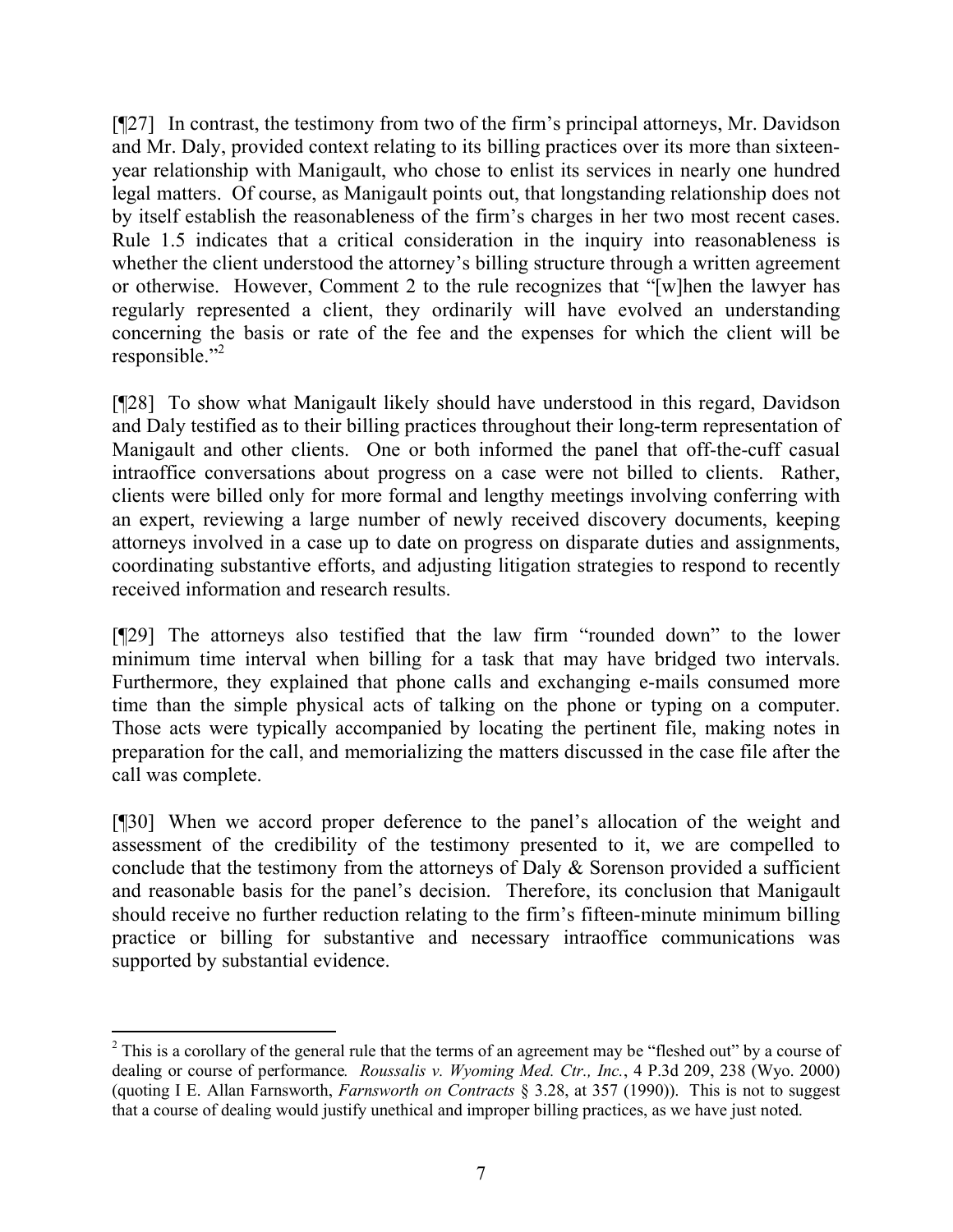[¶27] In contrast, the testimony from two of the firm's principal attorneys, Mr. Davidson and Mr. Daly, provided context relating to its billing practices over its more than sixteen-year relationship with Manigault, who chose to enlist its services in nearly one hundred legal matters. Of course, as Manigault points out, that longstanding relationship does not by itself establish the reasonableness of the firm's charges in her two most recent cases. Rule 1.5 indicates that a critical consideration in the inquiry into reasonableness is whether the client understood the attorney's billing structure through a written agreement or otherwise. However, Comment 2 to the rule recognizes that "[w]hen the lawyer has regularly represented a client, they ordinarily will have evolved an understanding concerning the basis or rate of the fee and the expenses for which the client will be responsible."[2]

[¶28] To show what Manigault likely should have understood in this regard, Davidson and Daly testified as to their billing practices throughout their long-term representation of Manigault and other clients. One or both informed the panel that off-the-cuff casual intraoffice conversations about progress on a case were not billed to clients. Rather, clients were billed only for more formal and lengthy meetings involving conferring with an expert, reviewing a large number of newly received discovery documents, keeping attorneys involved in a case up to date on progress on disparate duties and assignments, coordinating substantive efforts, and adjusting litigation strategies to respond to recently received information and research results.

[¶29] The attorneys also testified that the law firm "rounded down" to the lower minimum time interval when billing for a task that may have bridged two intervals. Furthermore, they explained that phone calls and exchanging e-mails consumed more time than the simple physical acts of talking on the phone or typing on a computer. Those acts were typically accompanied by locating the pertinent file, making notes in preparation for the call, and memorializing the matters discussed in the case file after the call was complete.

[¶30] When we accord proper deference to the panel's allocation of the weight and assessment of the credibility of the testimony presented to it, we are compelled to conclude that the testimony from the attorneys of Daly & Sorenson provided a sufficient and reasonable basis for the panel's decision. Therefore, its conclusion that Manigault should receive no further reduction relating to the firm's fifteen-minute minimum billing practice or billing for substantive and necessary intraoffice communications was supported by substantial evidence.

---

[2] This is a corollary of the general rule that the terms of an agreement may be "fleshed out" by a course of dealing or course of performance. *Roussalis v. Wyoming Med. Ctr., Inc.*, 4 P.3d 209, 238 (Wyo. 2000) (quoting I E. Allan Farnsworth, *Farnsworth on Contracts* § 3.28, at 357 (1990)). This is not to suggest that a course of dealing would justify unethical and improper billing practices, as we have just noted.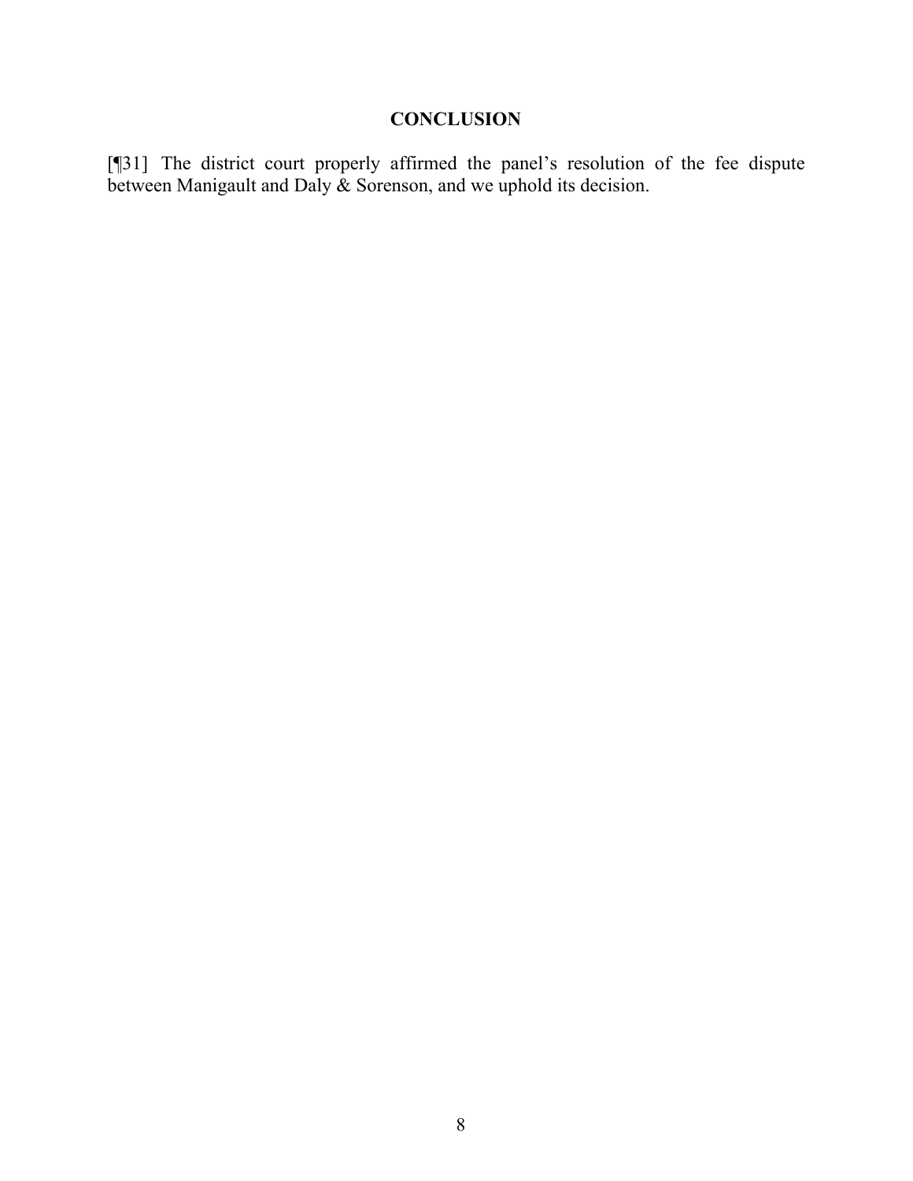## CONCLUSION

[¶31] The district court properly affirmed the panel's resolution of the fee dispute between Manigault and Daly & Sorenson, and we uphold its decision.